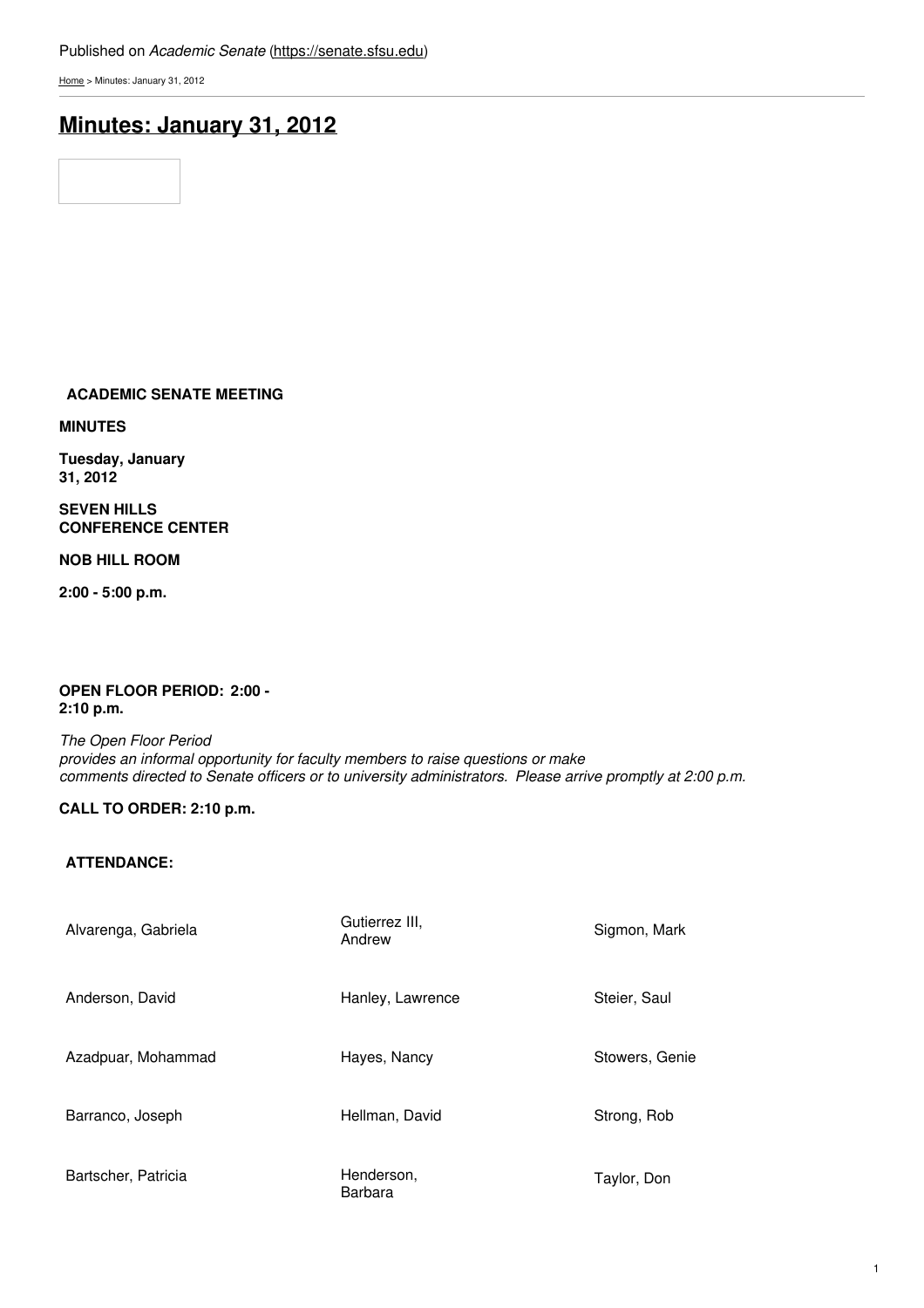Published on *Academic Senate* (https://senate.sfsu.edu)

Home > Minutes: January 31, 2012

# Minutes: January 31, 2012

**ACADEMIC SENATE MEETING**

**MINUTES**

**Tuesday, January 31, 2012**

**SEVEN HILLS CONFERENCE CENTER**

**NOB HILL ROOM**

**2:00 - 5:00 p.m.**

**OPEN FLOOR PERIOD: 2:00 - 2:10 p.m.**

*The Open Floor Period provides an informal opportunity for faculty members to raise questions or make comments directed to Senate officers or to university administrators. Please arrive promptly at 2:00 p.m.*

**CALL TO ORDER: 2:10 p.m.**

**ATTENDANCE:**

| | | |
|---|---|---|
| Alvarenga, Gabriela | Gutierrez III, Andrew | Sigmon, Mark |
| Anderson, David | Hanley, Lawrence | Steier, Saul |
| Azadpuar, Mohammad | Hayes, Nancy | Stowers, Genie |
| Barranco, Joseph | Hellman, David | Strong, Rob |
| Bartscher, Patricia | Henderson, Barbara | Taylor, Don |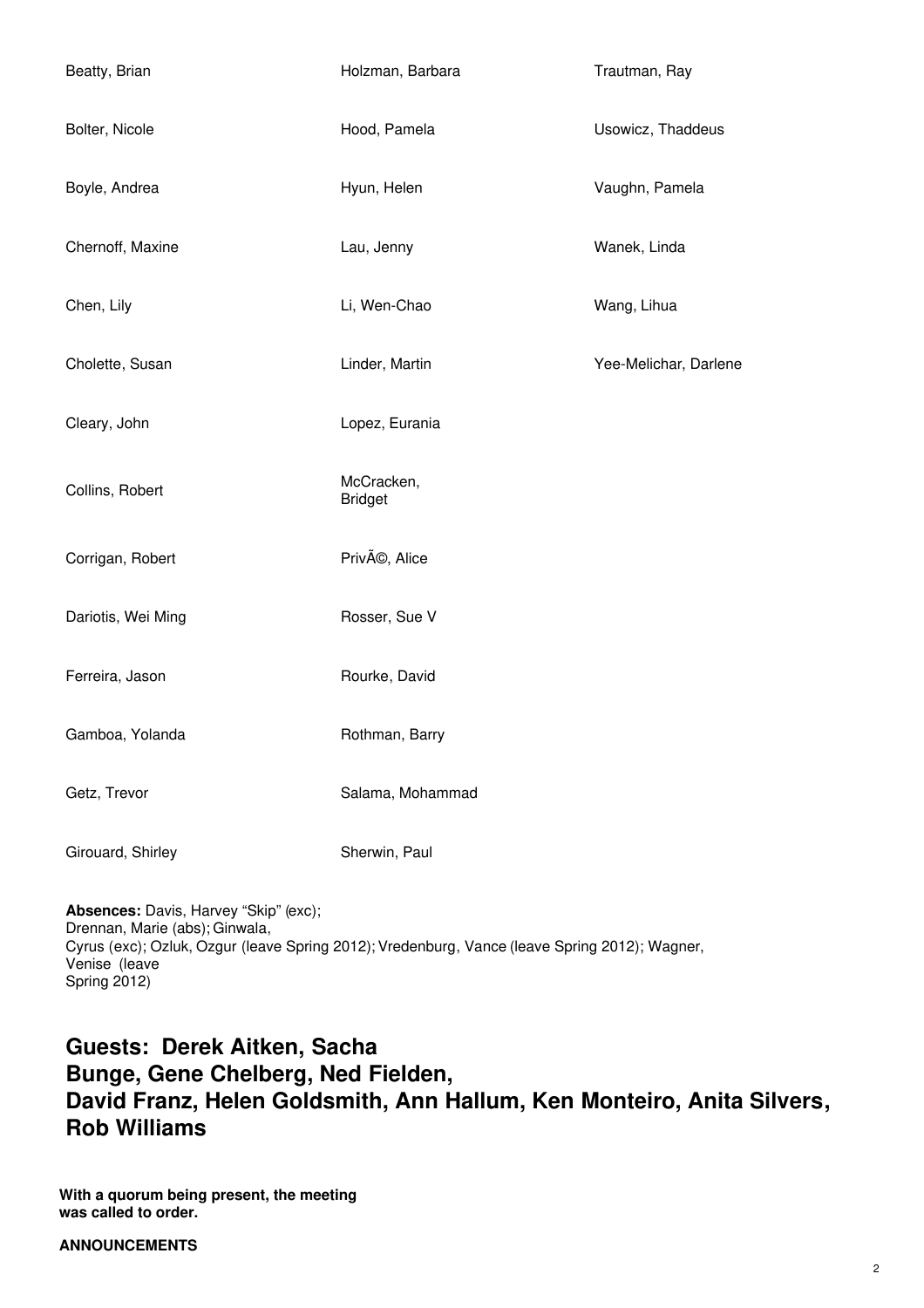| | | |
|---|---|---|
| Beatty, Brian | Holzman, Barbara | Trautman, Ray |
| Bolter, Nicole | Hood, Pamela | Usowicz, Thaddeus |
| Boyle, Andrea | Hyun, Helen | Vaughn, Pamela |
| Chernoff, Maxine | Lau, Jenny | Wanek, Linda |
| Chen, Lily | Li, Wen-Chao | Wang, Lihua |
| Cholette, Susan | Linder, Martin | Yee-Melichar, Darlene |
| Cleary, John | Lopez, Eurania | |
| Collins, Robert | McCracken, Bridget | |
| Corrigan, Robert | PrivÃ©, Alice | |
| Dariotis, Wei Ming | Rosser, Sue V | |
| Ferreira, Jason | Rourke, David | |
| Gamboa, Yolanda | Rothman, Barry | |
| Getz, Trevor | Salama, Mohammad | |
| Girouard, Shirley | Sherwin, Paul | |

**Absences:** Davis, Harvey "Skip" (exc); Drennan, Marie (abs); Ginwala, Cyrus (exc); Ozluk, Ozgur (leave Spring 2012); Vredenburg, Vance (leave Spring 2012); Wagner, Venise (leave Spring 2012)

## Guests: Derek Aitken, Sacha Bunge, Gene Chelberg, Ned Fielden, David Franz, Helen Goldsmith, Ann Hallum, Ken Monteiro, Anita Silvers, Rob Williams

**With a quorum being present, the meeting was called to order.**

**ANNOUNCEMENTS**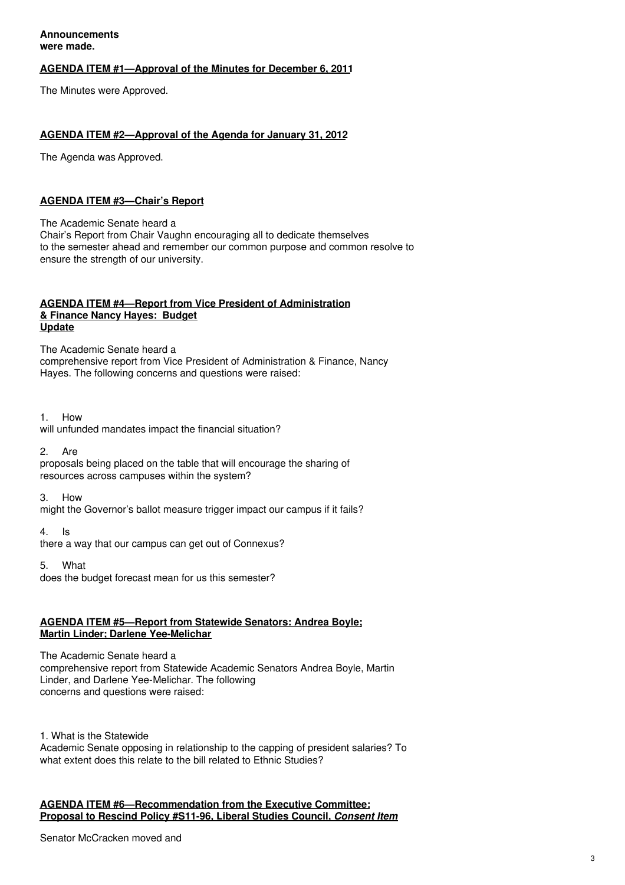**Announcements were made.**

**AGENDA ITEM #1—Approval of the Minutes for December 6, 2011**

The Minutes were Approved.

**AGENDA ITEM #2—Approval of the Agenda for January 31, 2012**

The Agenda was Approved.

**AGENDA ITEM #3—Chair's Report**

The Academic Senate heard a Chair's Report from Chair Vaughn encouraging all to dedicate themselves to the semester ahead and remember our common purpose and common resolve to ensure the strength of our university.

**AGENDA ITEM #4—Report from Vice President of Administration & Finance Nancy Hayes: Budget Update**

The Academic Senate heard a comprehensive report from Vice President of Administration & Finance, Nancy Hayes. The following concerns and questions were raised:

1. How will unfunded mandates impact the financial situation?

2. Are proposals being placed on the table that will encourage the sharing of resources across campuses within the system?

3. How might the Governor's ballot measure trigger impact our campus if it fails?

4. Is there a way that our campus can get out of Connexus?

5. What does the budget forecast mean for us this semester?

**AGENDA ITEM #5—Report from Statewide Senators: Andrea Boyle; Martin Linder; Darlene Yee-Melichar**

The Academic Senate heard a comprehensive report from Statewide Academic Senators Andrea Boyle, Martin Linder, and Darlene Yee-Melichar. The following concerns and questions were raised:

1. What is the Statewide Academic Senate opposing in relationship to the capping of president salaries? To what extent does this relate to the bill related to Ethnic Studies?

**AGENDA ITEM #6—Recommendation from the Executive Committee: Proposal to Rescind Policy #S11-96, Liberal Studies Council, *Consent Item***

Senator McCracken moved and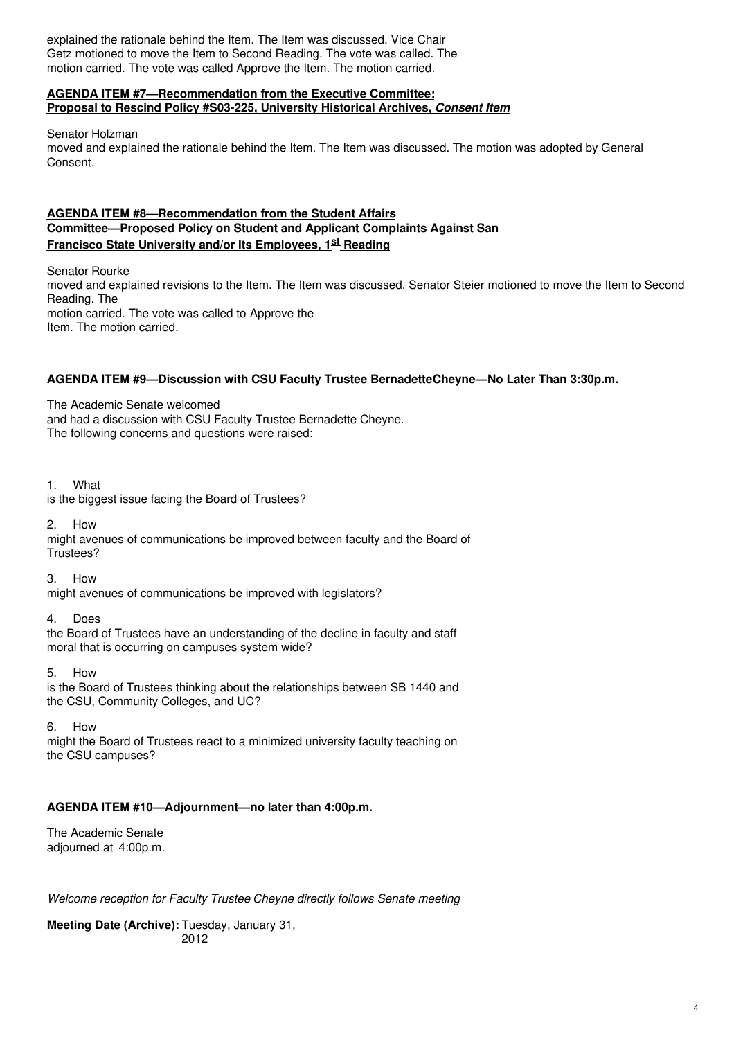explained the rationale behind the Item. The Item was discussed. Vice Chair Getz motioned to move the Item to Second Reading. The vote was called. The motion carried. The vote was called Approve the Item. The motion carried.

**AGENDA ITEM #7—Recommendation from the Executive Committee: Proposal to Rescind Policy #S03-225, University Historical Archives, *Consent Item***

Senator Holzman moved and explained the rationale behind the Item. The Item was discussed. The motion was adopted by General Consent.

**AGENDA ITEM #8—Recommendation from the Student Affairs Committee—Proposed Policy on Student and Applicant Complaints Against San Francisco State University and/or Its Employees, 1st Reading**

Senator Rourke moved and explained revisions to the Item. The Item was discussed. Senator Steier motioned to move the Item to Second Reading. The motion carried. The vote was called to Approve the Item. The motion carried.

**AGENDA ITEM #9—Discussion with CSU Faculty Trustee BernadetteCheyne—No Later Than 3:30p.m.**

The Academic Senate welcomed and had a discussion with CSU Faculty Trustee Bernadette Cheyne. The following concerns and questions were raised:

1. What is the biggest issue facing the Board of Trustees?
2. How might avenues of communications be improved between faculty and the Board of Trustees?
3. How might avenues of communications be improved with legislators?
4. Does the Board of Trustees have an understanding of the decline in faculty and staff moral that is occurring on campuses system wide?
5. How is the Board of Trustees thinking about the relationships between SB 1440 and the CSU, Community Colleges, and UC?
6. How might the Board of Trustees react to a minimized university faculty teaching on the CSU campuses?

**AGENDA ITEM #10—Adjournment—no later than 4:00p.m.**

The Academic Senate adjourned at 4:00p.m.

*Welcome reception for Faculty Trustee Cheyne directly follows Senate meeting*

**Meeting Date (Archive):** Tuesday, January 31, 2012